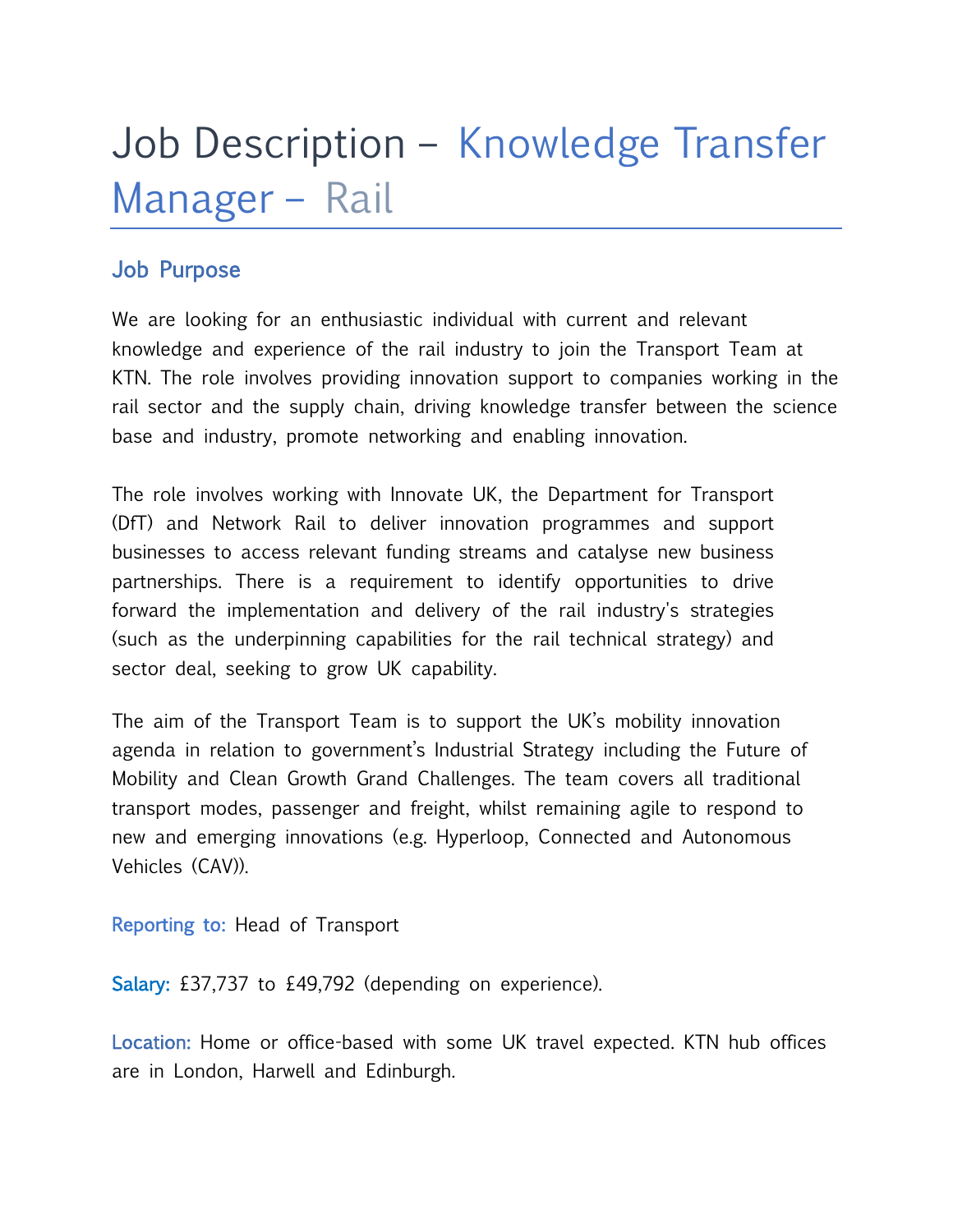# Job Description – Knowledge Transfer Manager – Rail

## Job Purpose

We are looking for an enthusiastic individual with current and relevant knowledge and experience of the rail industry to join the Transport Team at KTN. The role involves providing innovation support to companies working in the rail sector and the supply chain, driving knowledge transfer between the science base and industry, promote networking and enabling innovation.

The role involves working with Innovate UK, the Department for Transport (DfT) and Network Rail to deliver innovation programmes and support businesses to access relevant funding streams and catalyse new business partnerships. There is a requirement to identify opportunities to drive forward the implementation and delivery of the rail industry's strategies (such as the underpinning capabilities for the rail technical strategy) and sector deal, seeking to grow UK capability.

The aim of the Transport Team is to support the UK's mobility innovation agenda in relation to government's Industrial Strategy including the Future of Mobility and Clean Growth Grand Challenges. The team covers all traditional transport modes, passenger and freight, whilst remaining agile to respond to new and emerging innovations (e.g. Hyperloop, Connected and Autonomous Vehicles (CAV)).

**Reporting to:** Head of Transport

**Salary:** £37,737 to £49,792 (depending on experience).

**Location:** Home or office-based with some UK travel expected. KTN hub offices are in London, Harwell and Edinburgh.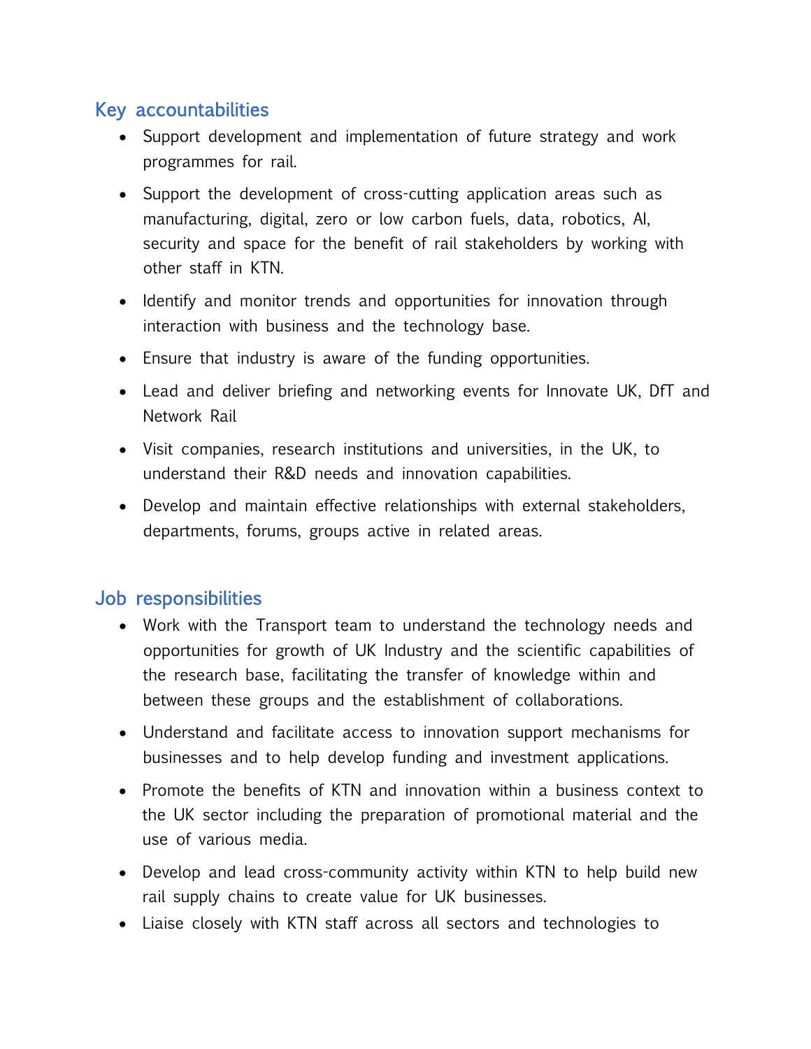## Key accountabilities

- Support development and implementation of future strategy and work programmes for rail.
- Support the development of cross-cutting application areas such as manufacturing, digital, zero or low carbon fuels, data, robotics, AI, security and space for the benefit of rail stakeholders by working with other staff in KTN.
- Identify and monitor trends and opportunities for innovation through interaction with business and the technology base.
- Ensure that industry is aware of the funding opportunities.
- Lead and deliver briefing and networking events for Innovate UK, DfT and Network Rail
- Visit companies, research institutions and universities, in the UK, to understand their R&D needs and innovation capabilities.
- Develop and maintain effective relationships with external stakeholders, departments, forums, groups active in related areas.

## Job responsibilities

- Work with the Transport team to understand the technology needs and opportunities for growth of UK Industry and the scientific capabilities of the research base, facilitating the transfer of knowledge within and between these groups and the establishment of collaborations.
- Understand and facilitate access to innovation support mechanisms for businesses and to help develop funding and investment applications.
- Promote the benefits of KTN and innovation within a business context to the UK sector including the preparation of promotional material and the use of various media.
- Develop and lead cross-community activity within KTN to help build new rail supply chains to create value for UK businesses.
- Liaise closely with KTN staff across all sectors and technologies to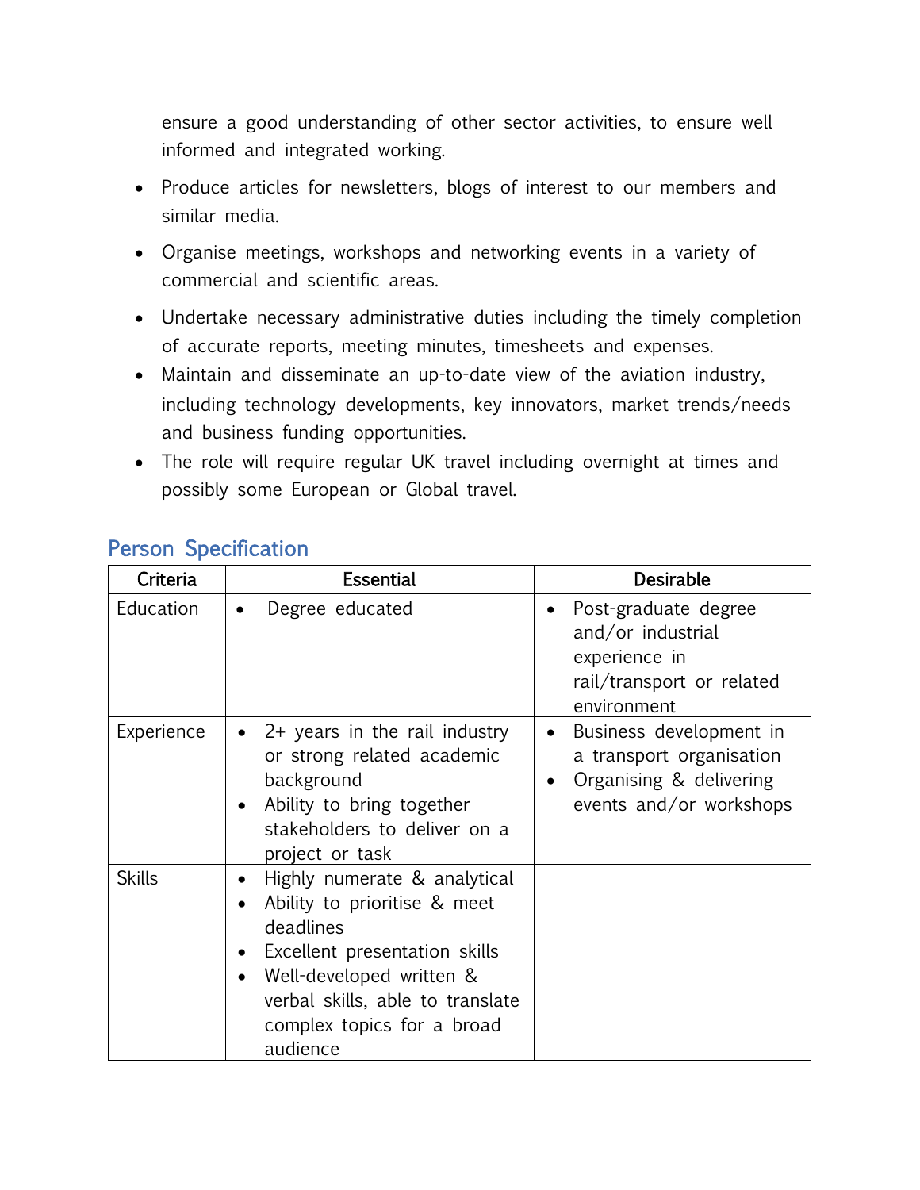ensure a good understanding of other sector activities, to ensure well informed and integrated working.

- Produce articles for newsletters, blogs of interest to our members and similar media.
- Organise meetings, workshops and networking events in a variety of commercial and scientific areas.
- Undertake necessary administrative duties including the timely completion of accurate reports, meeting minutes, timesheets and expenses.
- Maintain and disseminate an up-to-date view of the aviation industry, including technology developments, key innovators, market trends/needs and business funding opportunities.
- The role will require regular UK travel including overnight at times and possibly some European or Global travel.

## Person Specification

| Criteria | Essential | Desirable |
| --- | --- | --- |
| Education | • Degree educated | • Post-graduate degree and/or industrial experience in rail/transport or related environment |
| Experience | • 2+ years in the rail industry or strong related academic background<br>• Ability to bring together stakeholders to deliver on a project or task | • Business development in a transport organisation<br>• Organising & delivering events and/or workshops |
| Skills | • Highly numerate & analytical<br>• Ability to prioritise & meet deadlines<br>• Excellent presentation skills<br>• Well-developed written & verbal skills, able to translate complex topics for a broad audience | |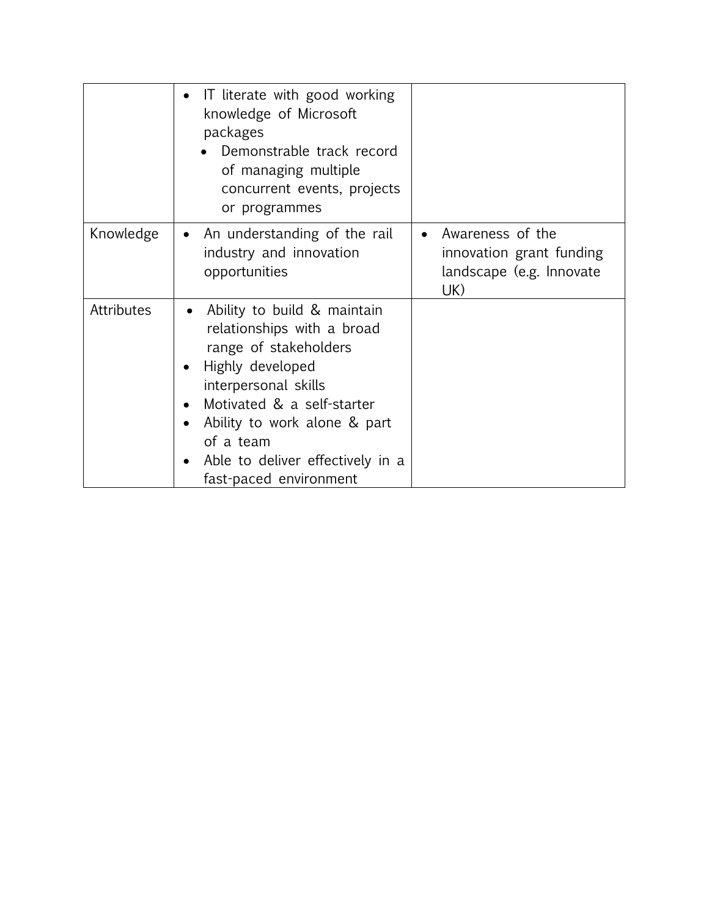| | | |
|---|---|---|
| | • IT literate with good working knowledge of Microsoft packages<br>• Demonstrable track record of managing multiple concurrent events, projects or programmes | |
| Knowledge | • An understanding of the rail industry and innovation opportunities | • Awareness of the innovation grant funding landscape (e.g. Innovate UK) |
| Attributes | • Ability to build & maintain relationships with a broad range of stakeholders<br>• Highly developed interpersonal skills<br>• Motivated & a self-starter<br>• Ability to work alone & part of a team<br>• Able to deliver effectively in a fast-paced environment | |